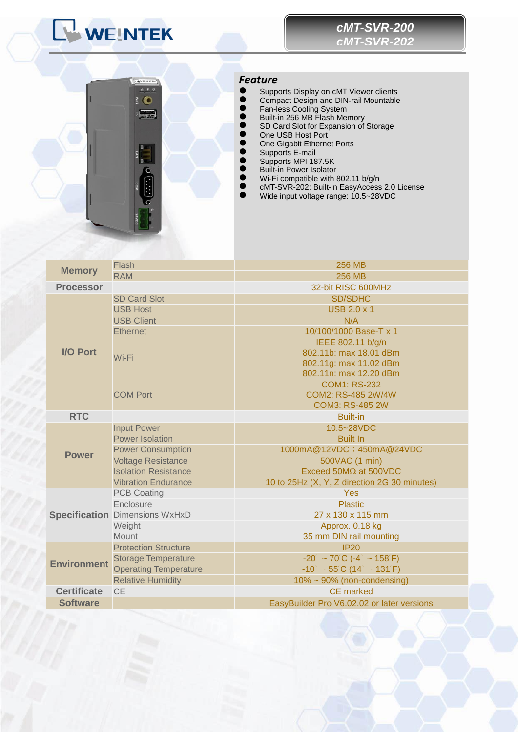# cMT-SVR-200
# cMT-SVR-202

## Feature

- Supports Display on cMT Viewer clients
- Compact Design and DIN-rail Mountable
- Fan-less Cooling System
- Built-in 256 MB Flash Memory
- SD Card Slot for Expansion of Storage
- One USB Host Port
- One Gigabit Ethernet Ports
- Supports E-mail
- Supports MPI 187.5K
- Built-in Power Isolator
- Wi-Fi compatible with 802.11 b/g/n
- cMT-SVR-202: Built-in EasyAccess 2.0 License
- Wide input voltage range: 10.5~28VDC

| | | |
|---|---|---|
| **Memory** | Flash | 256 MB |
| | RAM | 256 MB |
| **Processor** | | 32-bit RISC 600MHz |
| **I/O Port** | SD Card Slot | SD/SDHC |
| | USB Host | USB 2.0 x 1 |
| | USB Client | N/A |
| | Ethernet | 10/100/1000 Base-T x 1 |
| | Wi-Fi | IEEE 802.11 b/g/n<br>802.11b: max 18.01 dBm<br>802.11g: max 11.02 dBm<br>802.11n: max 12.20 dBm |
| | COM Port | COM1: RS-232<br>COM2: RS-485 2W/4W<br>COM3: RS-485 2W |
| **RTC** | | Built-in |
| **Power** | Input Power | 10.5~28VDC |
| | Power Isolation | Built In |
| | Power Consumption | 1000mA@12VDC；450mA@24VDC |
| | Voltage Resistance | 500VAC (1 min) |
| | Isolation Resistance | Exceed 50MΩ at 500VDC |
| | Vibration Endurance | 10 to 25Hz (X, Y, Z direction 2G 30 minutes) |
| **Specification** | PCB Coating | Yes |
| | Enclosure | Plastic |
| | Dimensions WxHxD | 27 x 130 x 115 mm |
| | Weight | Approx. 0.18 kg |
| | Mount | 35 mm DIN rail mounting |
| **Environment** | Protection Structure | IP20 |
| | Storage Temperature | -20° ~ 70°C (-4° ~ 158°F) |
| | Operating Temperature | -10° ~ 55°C (14° ~ 131°F) |
| | Relative Humidity | 10% ~ 90% (non-condensing) |
| **Certificate** | CE | CE marked |
| **Software** | | EasyBuilder Pro V6.02.02 or later versions |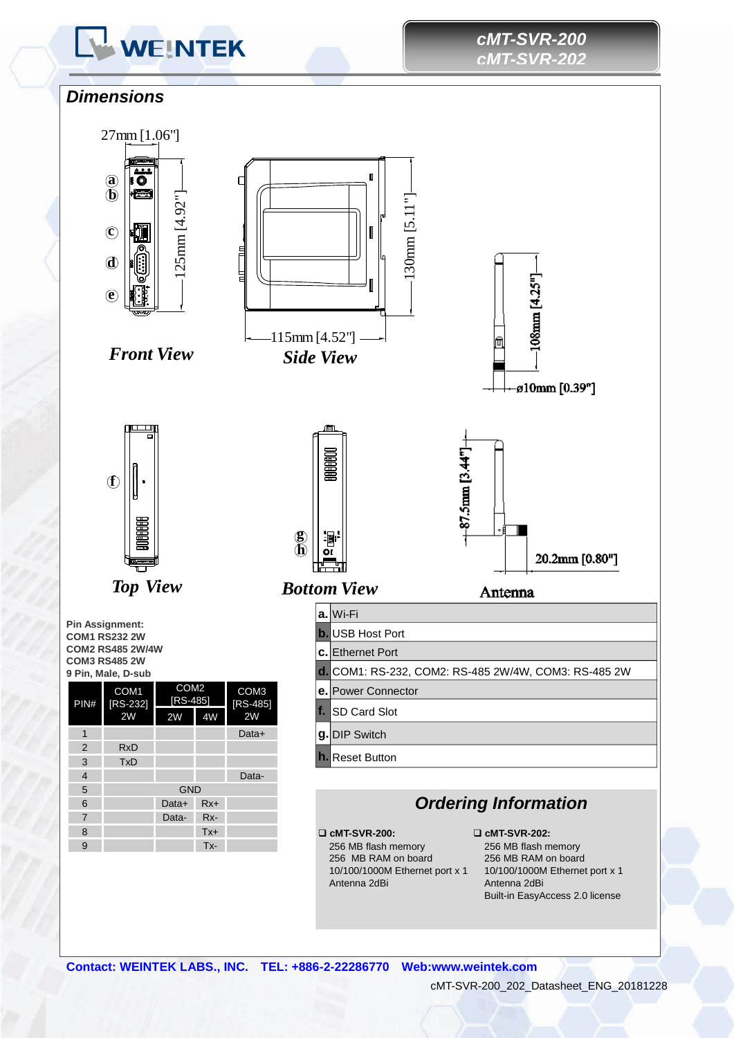## Dimensions

27mm [1.06"]

125mm [4.92"]

130mm [5.11"]

115mm [4.52"]

108mm [4.25"]

ø10mm [0.39"]

*Front View*

*Side View*

87.5mm [3.44"]

20.2mm [0.80"]

*Top View*

*Bottom View*

Antenna

| | |
|---|---|
| **a.** | Wi-Fi |
| **b.** | USB Host Port |
| **c.** | Ethernet Port |
| **d.** | COM1: RS-232, COM2: RS-485 2W/4W, COM3: RS-485 2W |
| **e.** | Power Connector |
| **f.** | SD Card Slot |
| **g.** | DIP Switch |
| **h.** | Reset Button |

**Pin Assignment:**
**COM1 RS232 2W**
**COM2 RS485 2W/4W**
**COM3 RS485 2W**
**9 Pin, Male, D-sub**

| PIN# | COM1 [RS-232] 2W | COM2 [RS-485] 2W | COM2 [RS-485] 4W | COM3 [RS-485] 2W |
|---|---|---|---|---|
| 1 | | | | Data+ |
| 2 | RxD | | | |
| 3 | TxD | | | |
| 4 | | | | Data- |
| 5 | GND | | | |
| 6 | | Data+ | Rx+ | |
| 7 | | Data- | Rx- | |
| 8 | | | Tx+ | |
| 9 | | | Tx- | |

### Ordering Information

❑ **cMT-SVR-200:**
256 MB flash memory
256 MB RAM on board
10/100/1000M Ethernet port x 1
Antenna 2dBi

❑ **cMT-SVR-202:**
256 MB flash memory
256 MB RAM on board
10/100/1000M Ethernet port x 1
Antenna 2dBi
Built-in EasyAccess 2.0 license

**Contact: WEINTEK LABS., INC. TEL: +886-2-22286770 Web:www.weintek.com**

cMT-SVR-200_202_Datasheet_ENG_20181228